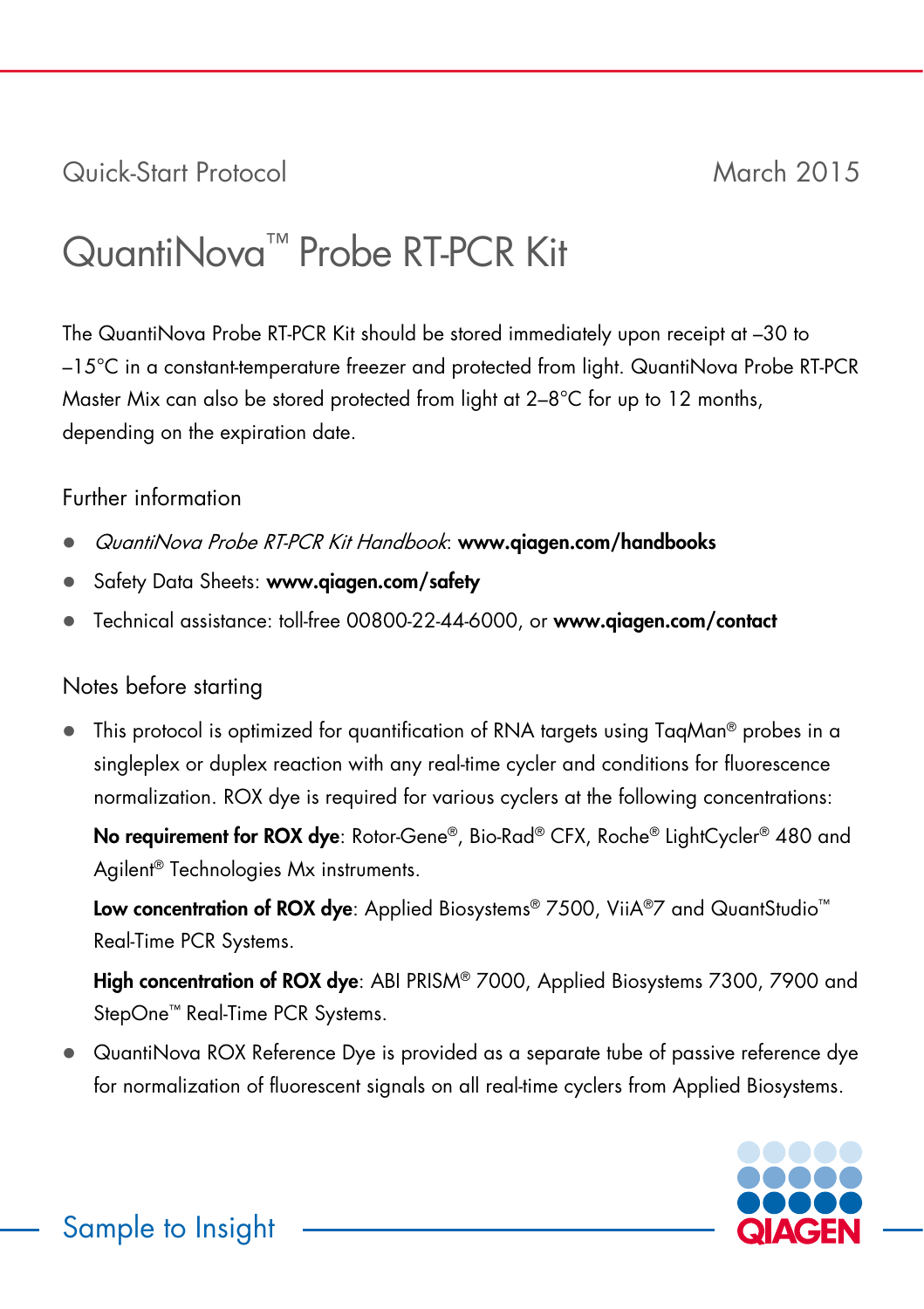Quick-Start Protocol March 2015

# QuantiNova™ Probe RT-PCR Kit

The QuantiNova Probe RT-PCR Kit should be stored immediately upon receipt at –30 to –15°C in a constant-temperature freezer and protected from light. QuantiNova Probe RT-PCR Master Mix can also be stored protected from light at 2–8°C for up to 12 months, depending on the expiration date.

## Further information

- *QuantiNova Probe RT-PCR Kit Handbook*: **www.qiagen.com/handbooks**
- Safety Data Sheets: **www.qiagen.com/safety**
- Technical assistance: toll-free 00800-22-44-6000, or **www.qiagen.com/contact**

## Notes before starting

- This protocol is optimized for quantification of RNA targets using TaqMan® probes in a singleplex or duplex reaction with any real-time cycler and conditions for fluorescence normalization. ROX dye is required for various cyclers at the following concentrations:

  **No requirement for ROX dye**: Rotor-Gene®, Bio-Rad® CFX, Roche® LightCycler® 480 and Agilent® Technologies Mx instruments.

  **Low concentration of ROX dye**: Applied Biosystems® 7500, ViiA®7 and QuantStudio™ Real-Time PCR Systems.

  **High concentration of ROX dye**: ABI PRISM® 7000, Applied Biosystems 7300, 7900 and StepOne™ Real-Time PCR Systems.

- QuantiNova ROX Reference Dye is provided as a separate tube of passive reference dye for normalization of fluorescent signals on all real-time cyclers from Applied Biosystems.

Sample to Insight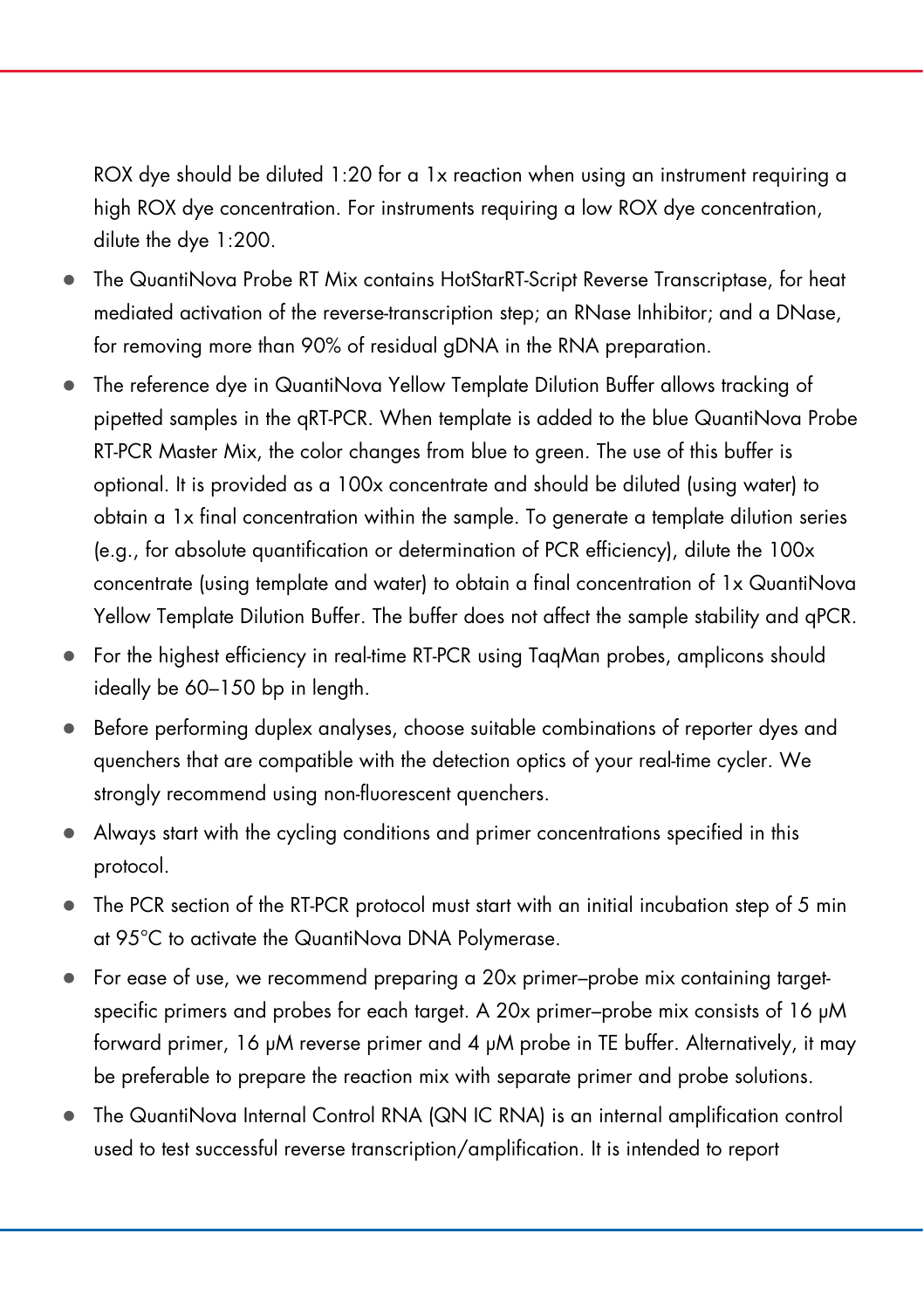ROX dye should be diluted 1:20 for a 1x reaction when using an instrument requiring a high ROX dye concentration. For instruments requiring a low ROX dye concentration, dilute the dye 1:200.

- The QuantiNova Probe RT Mix contains HotStarRT-Script Reverse Transcriptase, for heat mediated activation of the reverse-transcription step; an RNase Inhibitor; and a DNase, for removing more than 90% of residual gDNA in the RNA preparation.
- The reference dye in QuantiNova Yellow Template Dilution Buffer allows tracking of pipetted samples in the qRT-PCR. When template is added to the blue QuantiNova Probe RT-PCR Master Mix, the color changes from blue to green. The use of this buffer is optional. It is provided as a 100x concentrate and should be diluted (using water) to obtain a 1x final concentration within the sample. To generate a template dilution series (e.g., for absolute quantification or determination of PCR efficiency), dilute the 100x concentrate (using template and water) to obtain a final concentration of 1x QuantiNova Yellow Template Dilution Buffer. The buffer does not affect the sample stability and qPCR.
- For the highest efficiency in real-time RT-PCR using TaqMan probes, amplicons should ideally be 60–150 bp in length.
- Before performing duplex analyses, choose suitable combinations of reporter dyes and quenchers that are compatible with the detection optics of your real-time cycler. We strongly recommend using non-fluorescent quenchers.
- Always start with the cycling conditions and primer concentrations specified in this protocol.
- The PCR section of the RT-PCR protocol must start with an initial incubation step of 5 min at 95°C to activate the QuantiNova DNA Polymerase.
- For ease of use, we recommend preparing a 20x primer–probe mix containing target-specific primers and probes for each target. A 20x primer–probe mix consists of 16 µM forward primer, 16 µM reverse primer and 4 µM probe in TE buffer. Alternatively, it may be preferable to prepare the reaction mix with separate primer and probe solutions.
- The QuantiNova Internal Control RNA (QN IC RNA) is an internal amplification control used to test successful reverse transcription/amplification. It is intended to report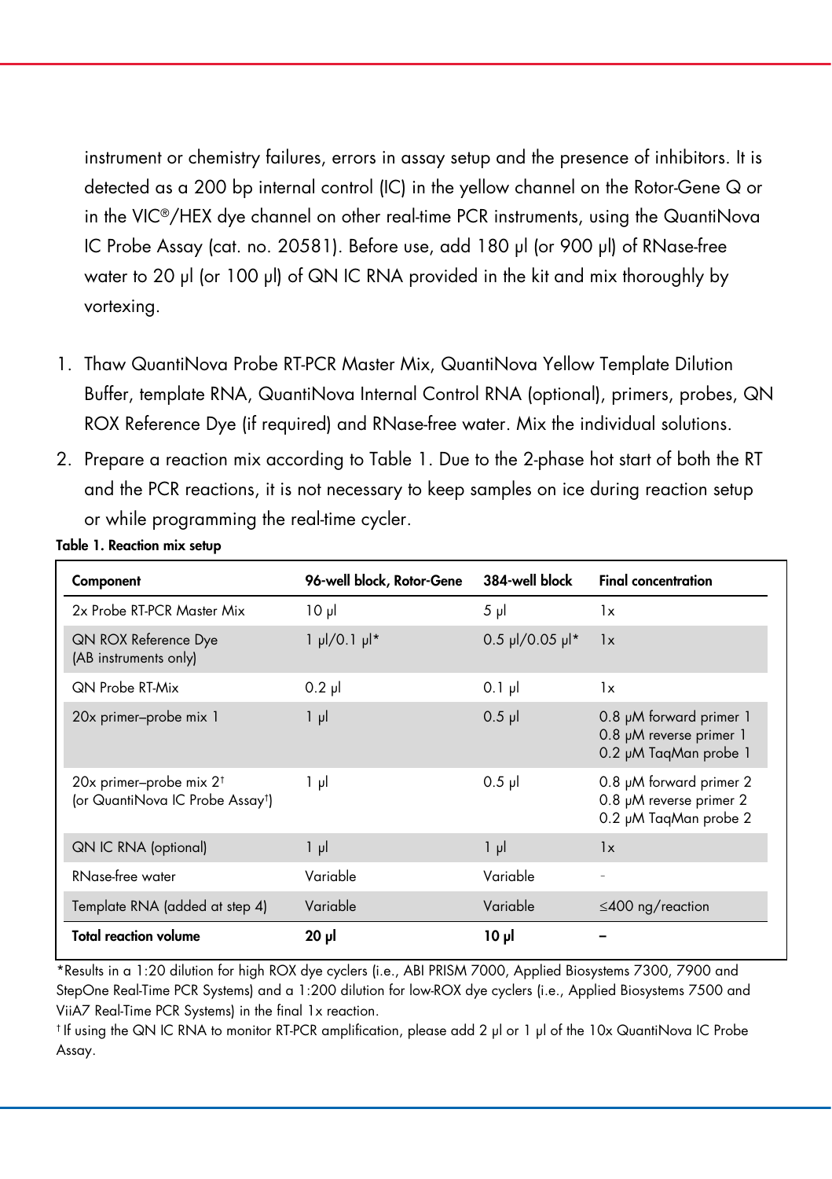instrument or chemistry failures, errors in assay setup and the presence of inhibitors. It is detected as a 200 bp internal control (IC) in the yellow channel on the Rotor-Gene Q or in the VIC®/HEX dye channel on other real-time PCR instruments, using the QuantiNova IC Probe Assay (cat. no. 20581). Before use, add 180 µl (or 900 µl) of RNase-free water to 20 µl (or 100 µl) of QN IC RNA provided in the kit and mix thoroughly by vortexing.

1. Thaw QuantiNova Probe RT-PCR Master Mix, QuantiNova Yellow Template Dilution Buffer, template RNA, QuantiNova Internal Control RNA (optional), primers, probes, QN ROX Reference Dye (if required) and RNase-free water. Mix the individual solutions.
2. Prepare a reaction mix according to Table 1. Due to the 2-phase hot start of both the RT and the PCR reactions, it is not necessary to keep samples on ice during reaction setup or while programming the real-time cycler.

**Table 1. Reaction mix setup**

| Component | 96-well block, Rotor-Gene | 384-well block | Final concentration |
|---|---|---|---|
| 2x Probe RT-PCR Master Mix | 10 µl | 5 µl | 1x |
| QN ROX Reference Dye (AB instruments only) | 1 µl/0.1 µl* | 0.5 µl/0.05 µl* | 1x |
| QN Probe RT-Mix | 0.2 µl | 0.1 µl | 1x |
| 20x primer–probe mix 1 | 1 µl | 0.5 µl | 0.8 µM forward primer 1<br>0.8 µM reverse primer 1<br>0.2 µM TaqMan probe 1 |
| 20x primer–probe mix 2† (or QuantiNova IC Probe Assay†) | 1 µl | 0.5 µl | 0.8 µM forward primer 2<br>0.8 µM reverse primer 2<br>0.2 µM TaqMan probe 2 |
| QN IC RNA (optional) | 1 µl | 1 µl | 1x |
| RNase-free water | Variable | Variable | - |
| Template RNA (added at step 4) | Variable | Variable | ≤400 ng/reaction |
| **Total reaction volume** | **20 µl** | **10 µl** | **–** |

*Results in a 1:20 dilution for high ROX dye cyclers (i.e., ABI PRISM 7000, Applied Biosystems 7300, 7900 and StepOne Real-Time PCR Systems) and a 1:200 dilution for low-ROX dye cyclers (i.e., Applied Biosystems 7500 and ViiA7 Real-Time PCR Systems) in the final 1x reaction.

† If using the QN IC RNA to monitor RT-PCR amplification, please add 2 µl or 1 µl of the 10x QuantiNova IC Probe Assay.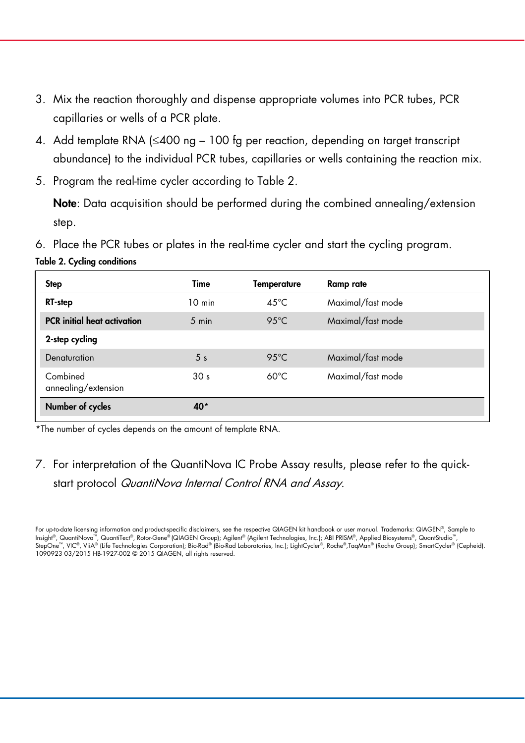3. Mix the reaction thoroughly and dispense appropriate volumes into PCR tubes, PCR capillaries or wells of a PCR plate.
4. Add template RNA (≤400 ng – 100 fg per reaction, depending on target transcript abundance) to the individual PCR tubes, capillaries or wells containing the reaction mix.
5. Program the real-time cycler according to Table 2.

   **Note**: Data acquisition should be performed during the combined annealing/extension step.
6. Place the PCR tubes or plates in the real-time cycler and start the cycling program.

**Table 2. Cycling conditions**

| Step | Time | Temperature | Ramp rate |
|---|---|---|---|
| **RT-step** | 10 min | 45°C | Maximal/fast mode |
| **PCR initial heat activation** | 5 min | 95°C | Maximal/fast mode |
| **2-step cycling** | | | |
| Denaturation | 5 s | 95°C | Maximal/fast mode |
| Combined annealing/extension | 30 s | 60°C | Maximal/fast mode |
| **Number of cycles** | **40***  | | |

*The number of cycles depends on the amount of template RNA.

7. For interpretation of the QuantiNova IC Probe Assay results, please refer to the quick-start protocol *QuantiNova Internal Control RNA and Assay*.

For up-to-date licensing information and product-specific disclaimers, see the respective QIAGEN kit handbook or user manual. Trademarks: QIAGEN®, Sample to Insight®, QuantiNova™, QuantiTect®, Rotor-Gene® (QIAGEN Group); Agilent® (Agilent Technologies, Inc.); ABI PRISM®, Applied Biosystems®, QuantStudio™, StepOne™, VIC®, ViiA® (Life Technologies Corporation); Bio-Rad® (Bio-Rad Laboratories, Inc.); LightCycler®, Roche®,TaqMan® (Roche Group); SmartCycler® (Cepheid). 1090923 03/2015 HB-1927-002 © 2015 QIAGEN, all rights reserved.